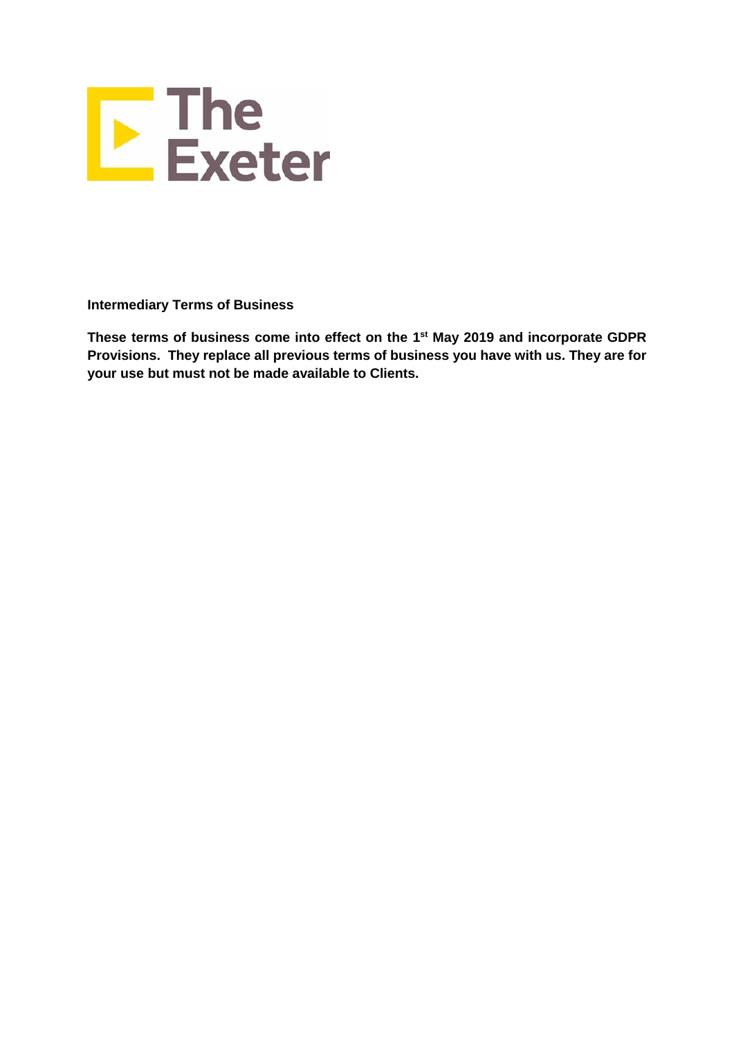The Exeter

**Intermediary Terms of Business**

**These terms of business come into effect on the 1st May 2019 and incorporate GDPR Provisions. They replace all previous terms of business you have with us. They are for your use but must not be made available to Clients.**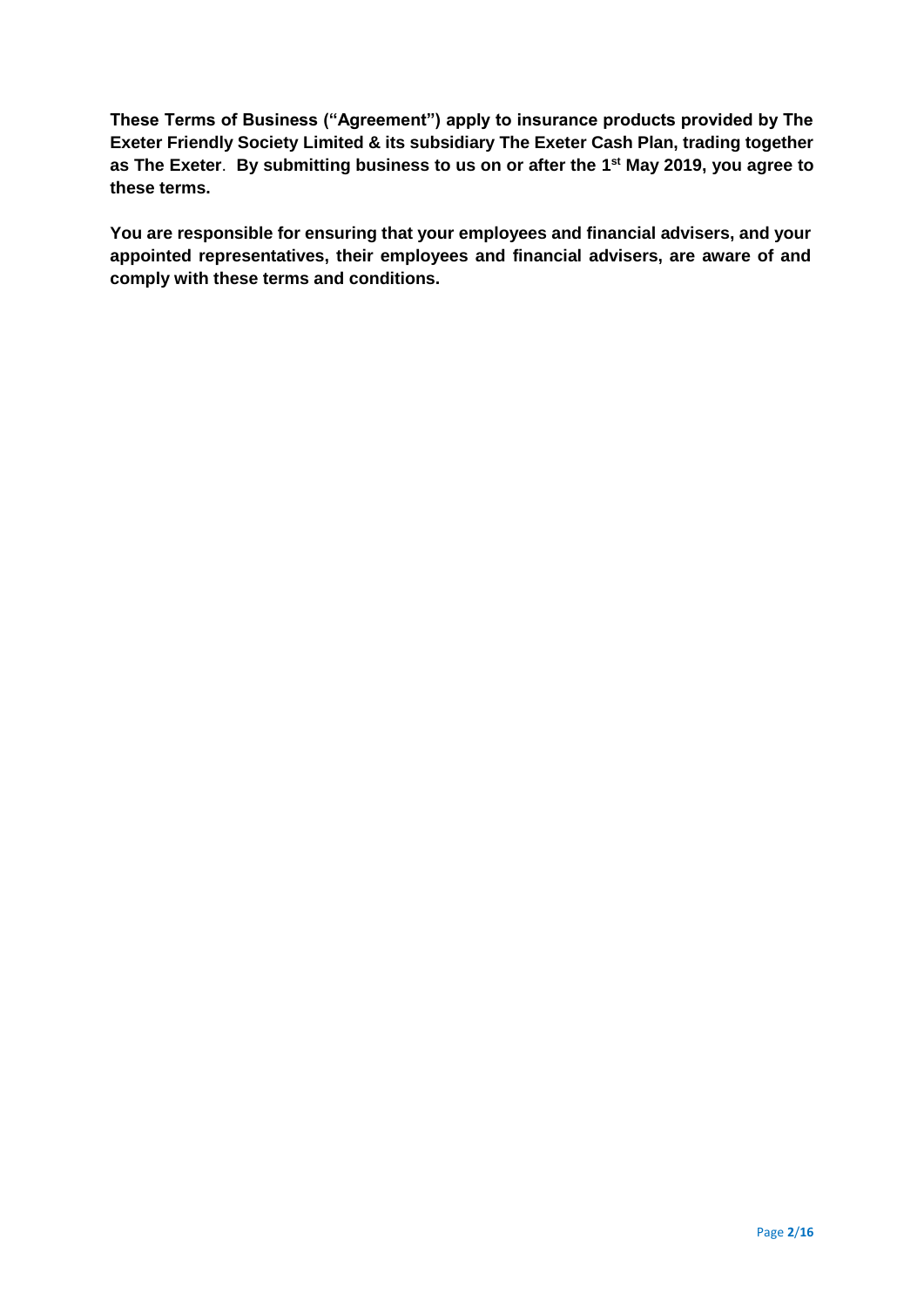**These Terms of Business ("Agreement") apply to insurance products provided by The Exeter Friendly Society Limited & its subsidiary The Exeter Cash Plan, trading together as The Exeter. By submitting business to us on or after the 1st May 2019, you agree to these terms.**

**You are responsible for ensuring that your employees and financial advisers, and your appointed representatives, their employees and financial advisers, are aware of and comply with these terms and conditions.**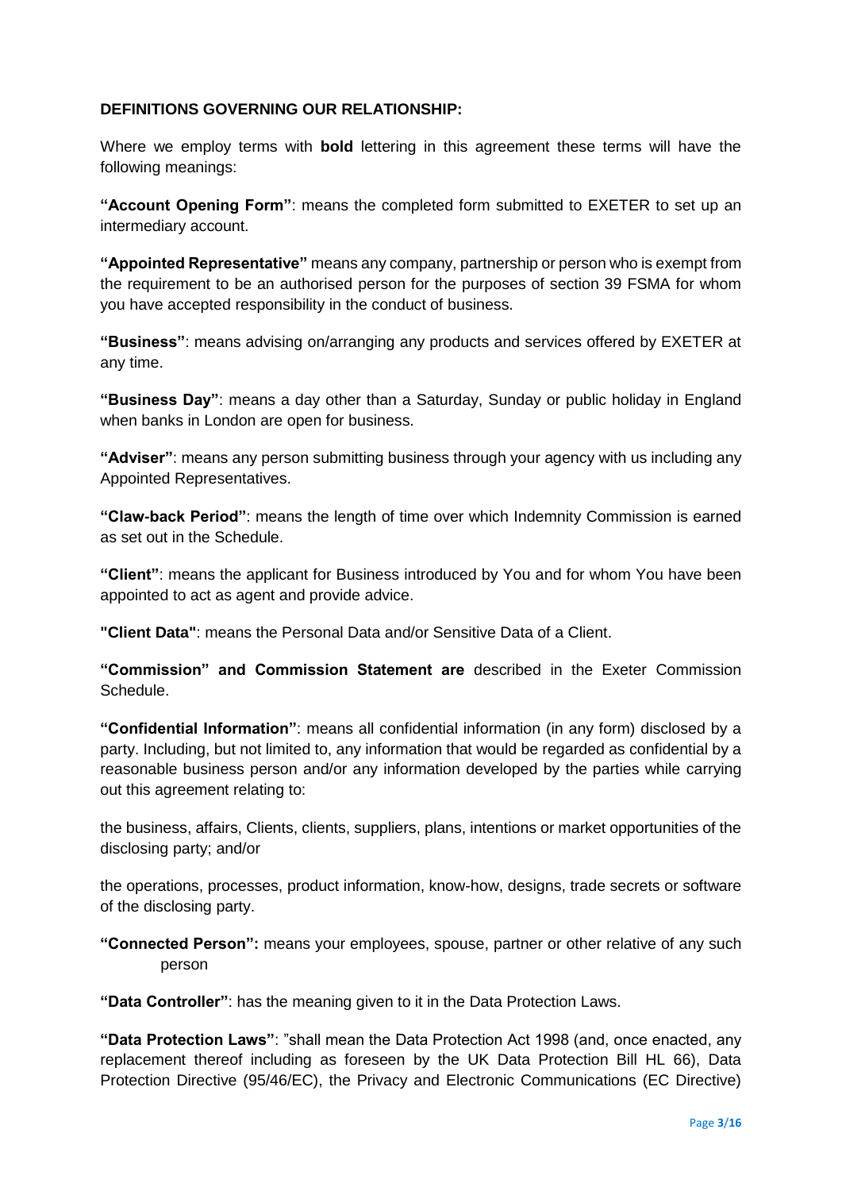**DEFINITIONS GOVERNING OUR RELATIONSHIP:**

Where we employ terms with **bold** lettering in this agreement these terms will have the following meanings:

**"Account Opening Form"**: means the completed form submitted to EXETER to set up an intermediary account.

**"Appointed Representative"** means any company, partnership or person who is exempt from the requirement to be an authorised person for the purposes of section 39 FSMA for whom you have accepted responsibility in the conduct of business.

**"Business"**: means advising on/arranging any products and services offered by EXETER at any time.

**"Business Day"**: means a day other than a Saturday, Sunday or public holiday in England when banks in London are open for business.

**"Adviser"**: means any person submitting business through your agency with us including any Appointed Representatives.

**"Claw-back Period"**: means the length of time over which Indemnity Commission is earned as set out in the Schedule.

**"Client"**: means the applicant for Business introduced by You and for whom You have been appointed to act as agent and provide advice.

**"Client Data"**: means the Personal Data and/or Sensitive Data of a Client.

**"Commission" and Commission Statement are** described in the Exeter Commission Schedule.

**"Confidential Information"**: means all confidential information (in any form) disclosed by a party. Including, but not limited to, any information that would be regarded as confidential by a reasonable business person and/or any information developed by the parties while carrying out this agreement relating to:

the business, affairs, Clients, clients, suppliers, plans, intentions or market opportunities of the disclosing party; and/or

the operations, processes, product information, know-how, designs, trade secrets or software of the disclosing party.

**"Connected Person":** means your employees, spouse, partner or other relative of any such person

**"Data Controller"**: has the meaning given to it in the Data Protection Laws.

**"Data Protection Laws"**: "shall mean the Data Protection Act 1998 (and, once enacted, any replacement thereof including as foreseen by the UK Data Protection Bill HL 66), Data Protection Directive (95/46/EC), the Privacy and Electronic Communications (EC Directive)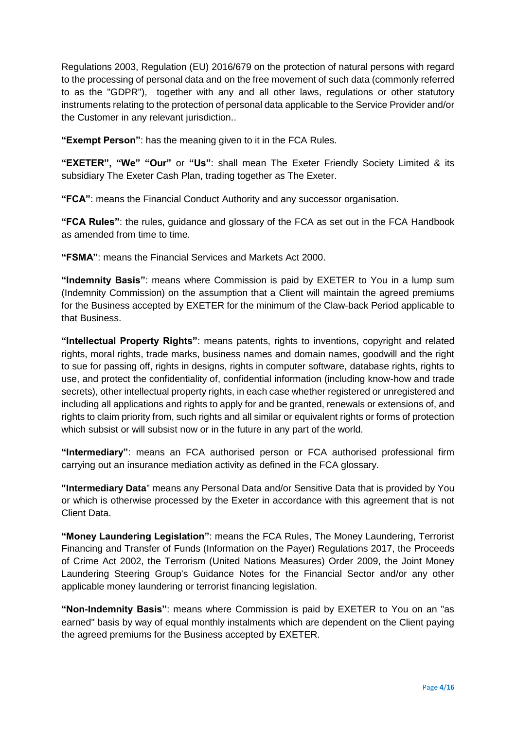Regulations 2003, Regulation (EU) 2016/679 on the protection of natural persons with regard to the processing of personal data and on the free movement of such data (commonly referred to as the "GDPR"), together with any and all other laws, regulations or other statutory instruments relating to the protection of personal data applicable to the Service Provider and/or the Customer in any relevant jurisdiction..

**"Exempt Person"**: has the meaning given to it in the FCA Rules.

**"EXETER", "We" "Our"** or **"Us"**: shall mean The Exeter Friendly Society Limited & its subsidiary The Exeter Cash Plan, trading together as The Exeter.

**"FCA"**: means the Financial Conduct Authority and any successor organisation.

**"FCA Rules"**: the rules, guidance and glossary of the FCA as set out in the FCA Handbook as amended from time to time.

**"FSMA"**: means the Financial Services and Markets Act 2000.

**"Indemnity Basis"**: means where Commission is paid by EXETER to You in a lump sum (Indemnity Commission) on the assumption that a Client will maintain the agreed premiums for the Business accepted by EXETER for the minimum of the Claw-back Period applicable to that Business.

**"Intellectual Property Rights"**: means patents, rights to inventions, copyright and related rights, moral rights, trade marks, business names and domain names, goodwill and the right to sue for passing off, rights in designs, rights in computer software, database rights, rights to use, and protect the confidentiality of, confidential information (including know-how and trade secrets), other intellectual property rights, in each case whether registered or unregistered and including all applications and rights to apply for and be granted, renewals or extensions of, and rights to claim priority from, such rights and all similar or equivalent rights or forms of protection which subsist or will subsist now or in the future in any part of the world.

**"Intermediary"**: means an FCA authorised person or FCA authorised professional firm carrying out an insurance mediation activity as defined in the FCA glossary.

**"Intermediary Data"** means any Personal Data and/or Sensitive Data that is provided by You or which is otherwise processed by the Exeter in accordance with this agreement that is not Client Data.

**"Money Laundering Legislation"**: means the FCA Rules, The Money Laundering, Terrorist Financing and Transfer of Funds (Information on the Payer) Regulations 2017, the Proceeds of Crime Act 2002, the Terrorism (United Nations Measures) Order 2009, the Joint Money Laundering Steering Group's Guidance Notes for the Financial Sector and/or any other applicable money laundering or terrorist financing legislation.

**"Non-Indemnity Basis"**: means where Commission is paid by EXETER to You on an "as earned" basis by way of equal monthly instalments which are dependent on the Client paying the agreed premiums for the Business accepted by EXETER.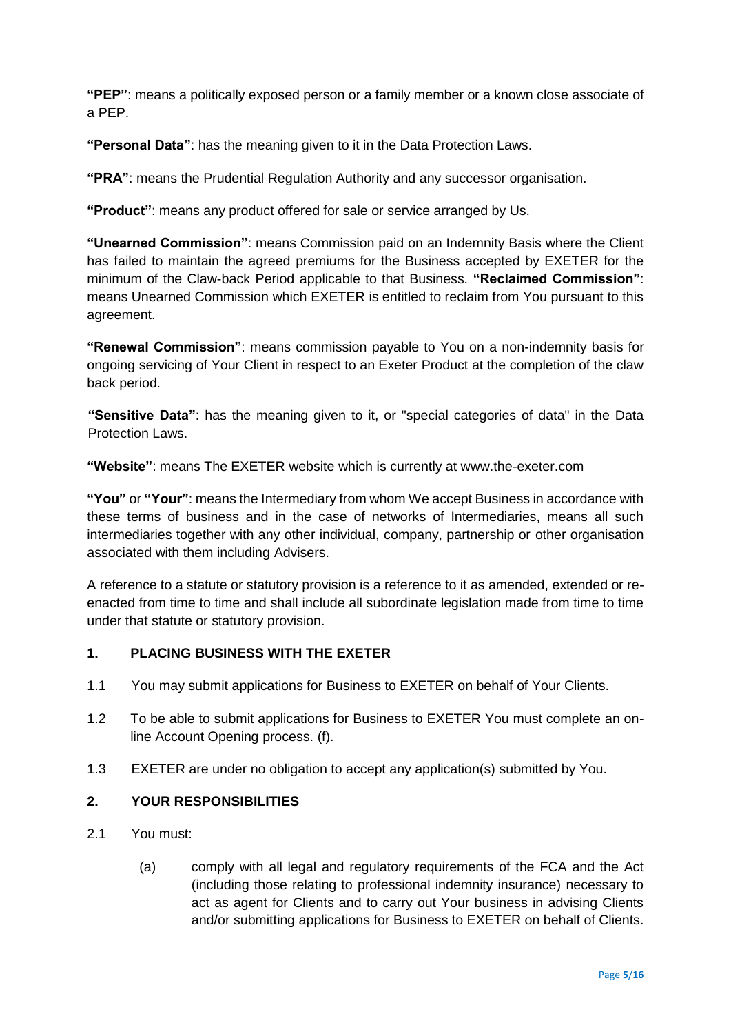**"PEP"**: means a politically exposed person or a family member or a known close associate of a PEP.

**"Personal Data"**: has the meaning given to it in the Data Protection Laws.

**"PRA"**: means the Prudential Regulation Authority and any successor organisation.

**"Product"**: means any product offered for sale or service arranged by Us.

**"Unearned Commission"**: means Commission paid on an Indemnity Basis where the Client has failed to maintain the agreed premiums for the Business accepted by EXETER for the minimum of the Claw-back Period applicable to that Business. **"Reclaimed Commission"**: means Unearned Commission which EXETER is entitled to reclaim from You pursuant to this agreement.

**"Renewal Commission"**: means commission payable to You on a non-indemnity basis for ongoing servicing of Your Client in respect to an Exeter Product at the completion of the claw back period.

**"Sensitive Data"**: has the meaning given to it, or "special categories of data" in the Data Protection Laws.

**"Website"**: means The EXETER website which is currently at www.the-exeter.com

**"You"** or **"Your"**: means the Intermediary from whom We accept Business in accordance with these terms of business and in the case of networks of Intermediaries, means all such intermediaries together with any other individual, company, partnership or other organisation associated with them including Advisers.

A reference to a statute or statutory provision is a reference to it as amended, extended or re-enacted from time to time and shall include all subordinate legislation made from time to time under that statute or statutory provision.

## 1. PLACING BUSINESS WITH THE EXETER

1.1 You may submit applications for Business to EXETER on behalf of Your Clients.

1.2 To be able to submit applications for Business to EXETER You must complete an on-line Account Opening process. (f).

1.3 EXETER are under no obligation to accept any application(s) submitted by You.

## 2. YOUR RESPONSIBILITIES

2.1 You must:

(a) comply with all legal and regulatory requirements of the FCA and the Act (including those relating to professional indemnity insurance) necessary to act as agent for Clients and to carry out Your business in advising Clients and/or submitting applications for Business to EXETER on behalf of Clients.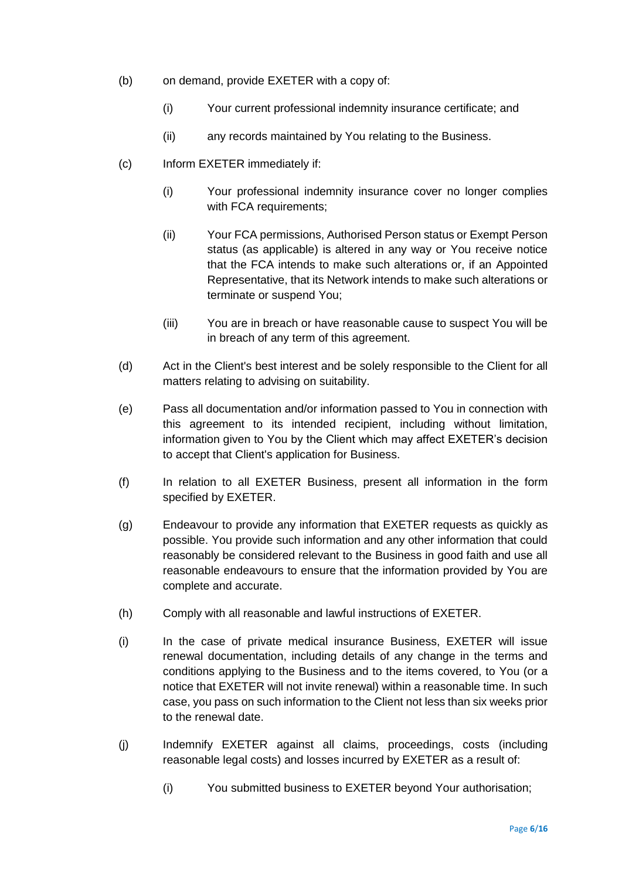(b) on demand, provide EXETER with a copy of:

(i) Your current professional indemnity insurance certificate; and

(ii) any records maintained by You relating to the Business.

(c) Inform EXETER immediately if:

(i) Your professional indemnity insurance cover no longer complies with FCA requirements;

(ii) Your FCA permissions, Authorised Person status or Exempt Person status (as applicable) is altered in any way or You receive notice that the FCA intends to make such alterations or, if an Appointed Representative, that its Network intends to make such alterations or terminate or suspend You;

(iii) You are in breach or have reasonable cause to suspect You will be in breach of any term of this agreement.

(d) Act in the Client's best interest and be solely responsible to the Client for all matters relating to advising on suitability.

(e) Pass all documentation and/or information passed to You in connection with this agreement to its intended recipient, including without limitation, information given to You by the Client which may affect EXETER's decision to accept that Client's application for Business.

(f) In relation to all EXETER Business, present all information in the form specified by EXETER.

(g) Endeavour to provide any information that EXETER requests as quickly as possible. You provide such information and any other information that could reasonably be considered relevant to the Business in good faith and use all reasonable endeavours to ensure that the information provided by You are complete and accurate.

(h) Comply with all reasonable and lawful instructions of EXETER.

(i) In the case of private medical insurance Business, EXETER will issue renewal documentation, including details of any change in the terms and conditions applying to the Business and to the items covered, to You (or a notice that EXETER will not invite renewal) within a reasonable time. In such case, you pass on such information to the Client not less than six weeks prior to the renewal date.

(j) Indemnify EXETER against all claims, proceedings, costs (including reasonable legal costs) and losses incurred by EXETER as a result of:

(i) You submitted business to EXETER beyond Your authorisation;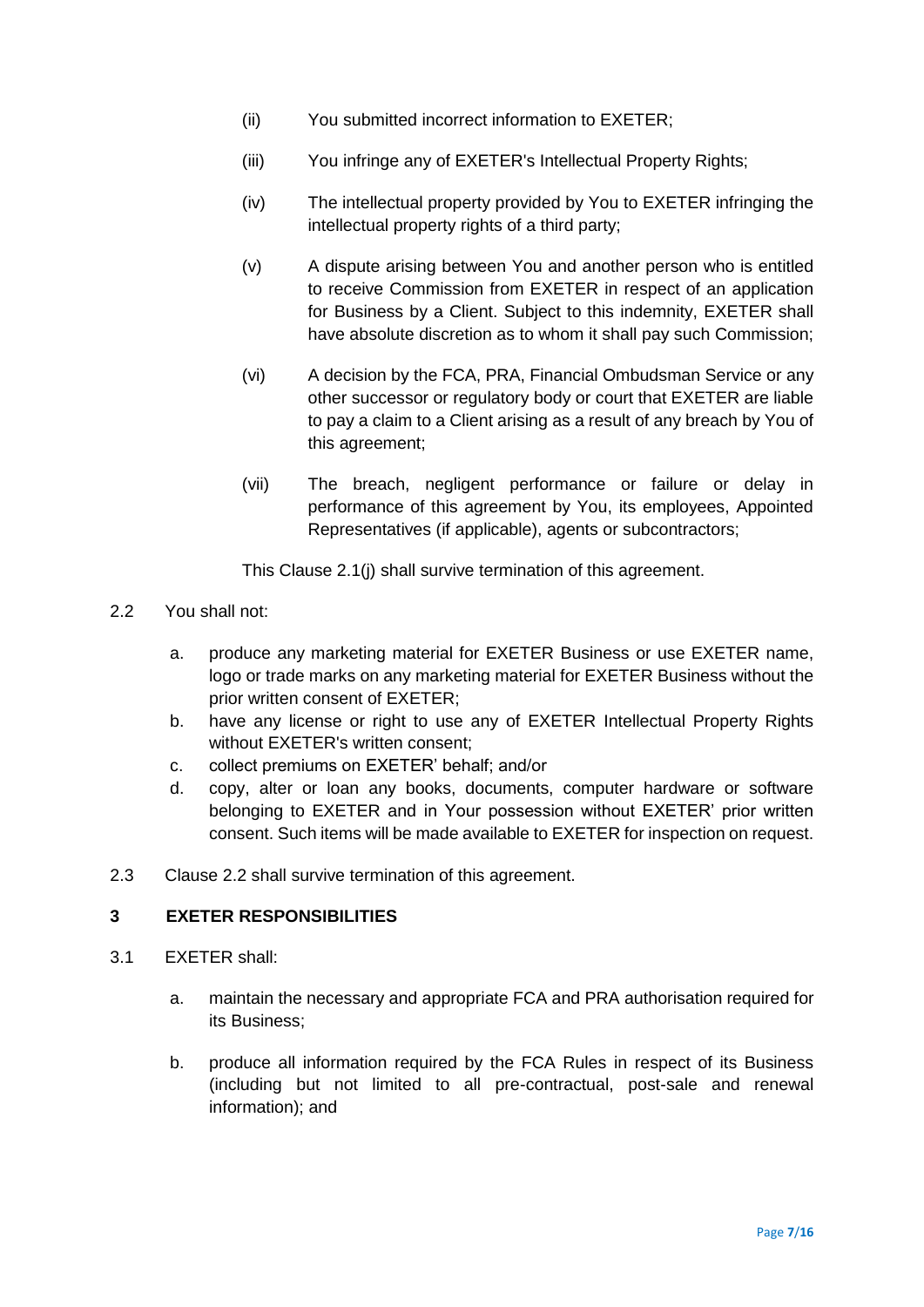(ii) You submitted incorrect information to EXETER;

(iii) You infringe any of EXETER's Intellectual Property Rights;

(iv) The intellectual property provided by You to EXETER infringing the intellectual property rights of a third party;

(v) A dispute arising between You and another person who is entitled to receive Commission from EXETER in respect of an application for Business by a Client. Subject to this indemnity, EXETER shall have absolute discretion as to whom it shall pay such Commission;

(vi) A decision by the FCA, PRA, Financial Ombudsman Service or any other successor or regulatory body or court that EXETER are liable to pay a claim to a Client arising as a result of any breach by You of this agreement;

(vii) The breach, negligent performance or failure or delay in performance of this agreement by You, its employees, Appointed Representatives (if applicable), agents or subcontractors;

This Clause 2.1(j) shall survive termination of this agreement.

2.2 You shall not:

a. produce any marketing material for EXETER Business or use EXETER name, logo or trade marks on any marketing material for EXETER Business without the prior written consent of EXETER;
b. have any license or right to use any of EXETER Intellectual Property Rights without EXETER's written consent;
c. collect premiums on EXETER' behalf; and/or
d. copy, alter or loan any books, documents, computer hardware or software belonging to EXETER and in Your possession without EXETER' prior written consent. Such items will be made available to EXETER for inspection on request.

2.3 Clause 2.2 shall survive termination of this agreement.

## 3 EXETER RESPONSIBILITIES

3.1 EXETER shall:

a. maintain the necessary and appropriate FCA and PRA authorisation required for its Business;

b. produce all information required by the FCA Rules in respect of its Business (including but not limited to all pre-contractual, post-sale and renewal information); and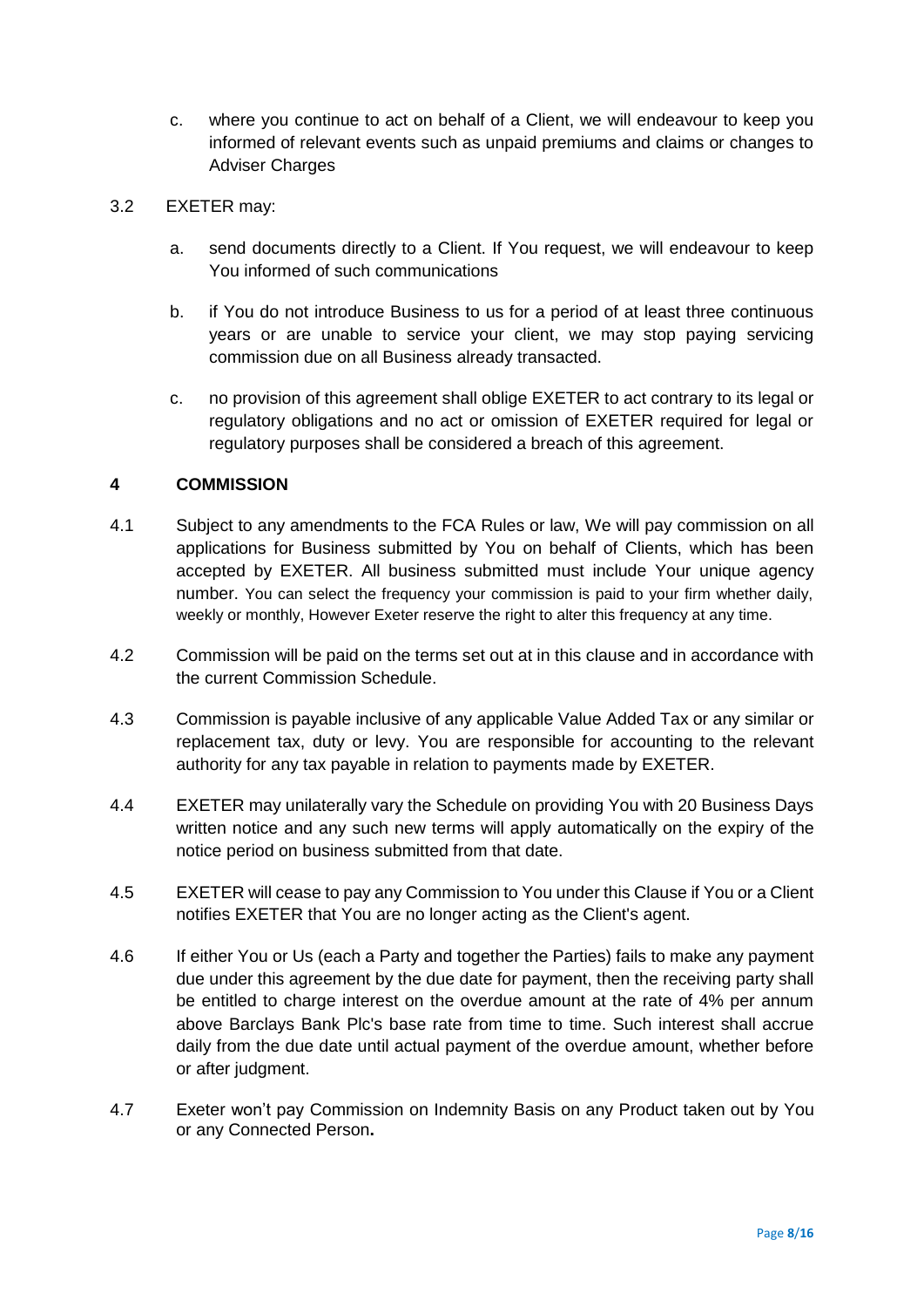c. where you continue to act on behalf of a Client, we will endeavour to keep you informed of relevant events such as unpaid premiums and claims or changes to Adviser Charges

3.2 EXETER may:

a. send documents directly to a Client. If You request, we will endeavour to keep You informed of such communications

b. if You do not introduce Business to us for a period of at least three continuous years or are unable to service your client, we may stop paying servicing commission due on all Business already transacted.

c. no provision of this agreement shall oblige EXETER to act contrary to its legal or regulatory obligations and no act or omission of EXETER required for legal or regulatory purposes shall be considered a breach of this agreement.

## 4 COMMISSION

4.1 Subject to any amendments to the FCA Rules or law, We will pay commission on all applications for Business submitted by You on behalf of Clients, which has been accepted by EXETER. All business submitted must include Your unique agency number. You can select the frequency your commission is paid to your firm whether daily, weekly or monthly, However Exeter reserve the right to alter this frequency at any time.

4.2 Commission will be paid on the terms set out at in this clause and in accordance with the current Commission Schedule.

4.3 Commission is payable inclusive of any applicable Value Added Tax or any similar or replacement tax, duty or levy. You are responsible for accounting to the relevant authority for any tax payable in relation to payments made by EXETER.

4.4 EXETER may unilaterally vary the Schedule on providing You with 20 Business Days written notice and any such new terms will apply automatically on the expiry of the notice period on business submitted from that date.

4.5 EXETER will cease to pay any Commission to You under this Clause if You or a Client notifies EXETER that You are no longer acting as the Client's agent.

4.6 If either You or Us (each a Party and together the Parties) fails to make any payment due under this agreement by the due date for payment, then the receiving party shall be entitled to charge interest on the overdue amount at the rate of 4% per annum above Barclays Bank Plc's base rate from time to time. Such interest shall accrue daily from the due date until actual payment of the overdue amount, whether before or after judgment.

4.7 Exeter won't pay Commission on Indemnity Basis on any Product taken out by You or any Connected Person**.**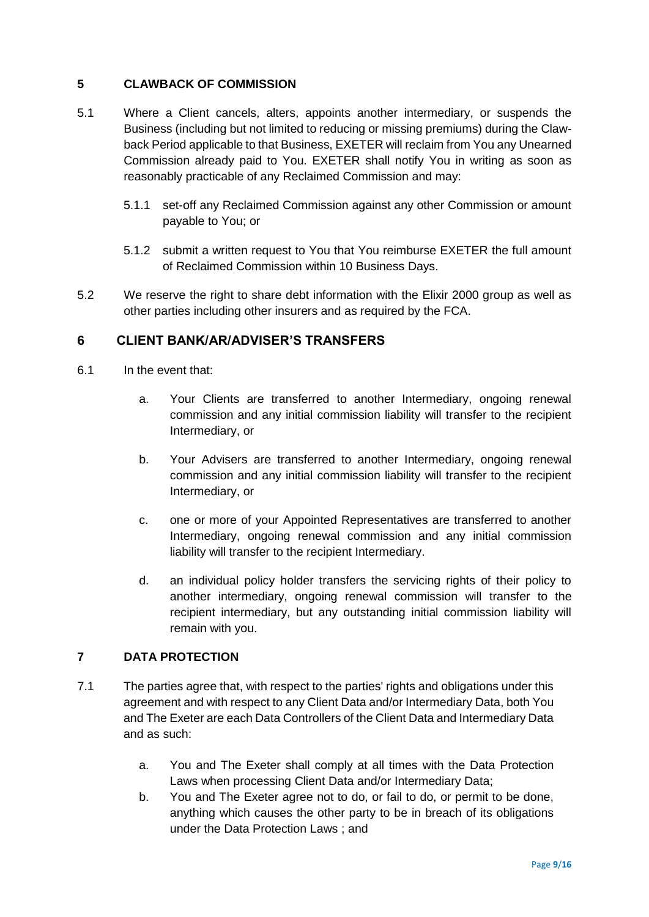## 5 CLAWBACK OF COMMISSION

5.1 Where a Client cancels, alters, appoints another intermediary, or suspends the Business (including but not limited to reducing or missing premiums) during the Claw-back Period applicable to that Business, EXETER will reclaim from You any Unearned Commission already paid to You. EXETER shall notify You in writing as soon as reasonably practicable of any Reclaimed Commission and may:

5.1.1 set-off any Reclaimed Commission against any other Commission or amount payable to You; or

5.1.2 submit a written request to You that You reimburse EXETER the full amount of Reclaimed Commission within 10 Business Days.

5.2 We reserve the right to share debt information with the Elixir 2000 group as well as other parties including other insurers and as required by the FCA.

## 6 CLIENT BANK/AR/ADVISER'S TRANSFERS

6.1 In the event that:

a. Your Clients are transferred to another Intermediary, ongoing renewal commission and any initial commission liability will transfer to the recipient Intermediary, or

b. Your Advisers are transferred to another Intermediary, ongoing renewal commission and any initial commission liability will transfer to the recipient Intermediary, or

c. one or more of your Appointed Representatives are transferred to another Intermediary, ongoing renewal commission and any initial commission liability will transfer to the recipient Intermediary.

d. an individual policy holder transfers the servicing rights of their policy to another intermediary, ongoing renewal commission will transfer to the recipient intermediary, but any outstanding initial commission liability will remain with you.

## 7 DATA PROTECTION

7.1 The parties agree that, with respect to the parties' rights and obligations under this agreement and with respect to any Client Data and/or Intermediary Data, both You and The Exeter are each Data Controllers of the Client Data and Intermediary Data and as such:

a. You and The Exeter shall comply at all times with the Data Protection Laws when processing Client Data and/or Intermediary Data;

b. You and The Exeter agree not to do, or fail to do, or permit to be done, anything which causes the other party to be in breach of its obligations under the Data Protection Laws ; and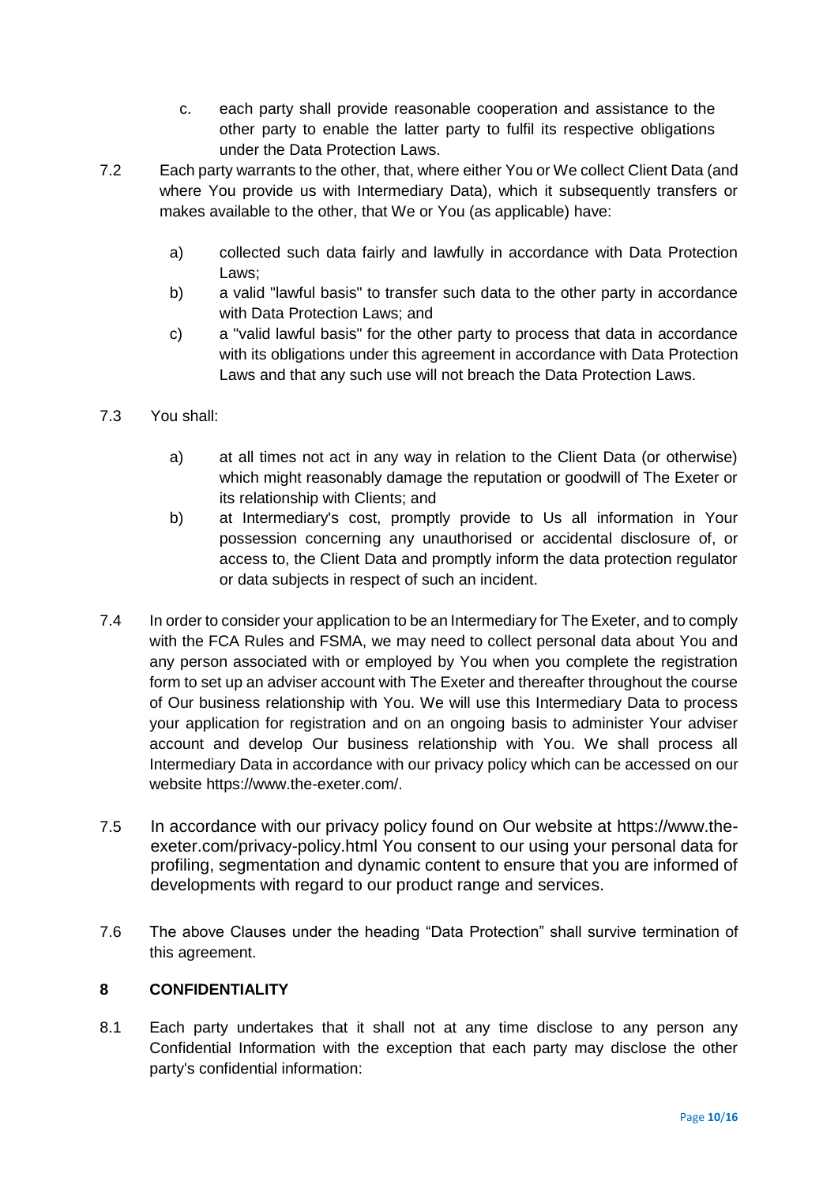c. each party shall provide reasonable cooperation and assistance to the other party to enable the latter party to fulfil its respective obligations under the Data Protection Laws.

7.2 Each party warrants to the other, that, where either You or We collect Client Data (and where You provide us with Intermediary Data), which it subsequently transfers or makes available to the other, that We or You (as applicable) have:

a) collected such data fairly and lawfully in accordance with Data Protection Laws;

b) a valid "lawful basis" to transfer such data to the other party in accordance with Data Protection Laws; and

c) a "valid lawful basis" for the other party to process that data in accordance with its obligations under this agreement in accordance with Data Protection Laws and that any such use will not breach the Data Protection Laws.

7.3 You shall:

a) at all times not act in any way in relation to the Client Data (or otherwise) which might reasonably damage the reputation or goodwill of The Exeter or its relationship with Clients; and

b) at Intermediary's cost, promptly provide to Us all information in Your possession concerning any unauthorised or accidental disclosure of, or access to, the Client Data and promptly inform the data protection regulator or data subjects in respect of such an incident.

7.4 In order to consider your application to be an Intermediary for The Exeter, and to comply with the FCA Rules and FSMA, we may need to collect personal data about You and any person associated with or employed by You when you complete the registration form to set up an adviser account with The Exeter and thereafter throughout the course of Our business relationship with You. We will use this Intermediary Data to process your application for registration and on an ongoing basis to administer Your adviser account and develop Our business relationship with You. We shall process all Intermediary Data in accordance with our privacy policy which can be accessed on our website https://www.the-exeter.com/.

7.5 In accordance with our privacy policy found on Our website at https://www.the-exeter.com/privacy-policy.html You consent to our using your personal data for profiling, segmentation and dynamic content to ensure that you are informed of developments with regard to our product range and services.

7.6 The above Clauses under the heading "Data Protection" shall survive termination of this agreement.

## 8 CONFIDENTIALITY

8.1 Each party undertakes that it shall not at any time disclose to any person any Confidential Information with the exception that each party may disclose the other party's confidential information: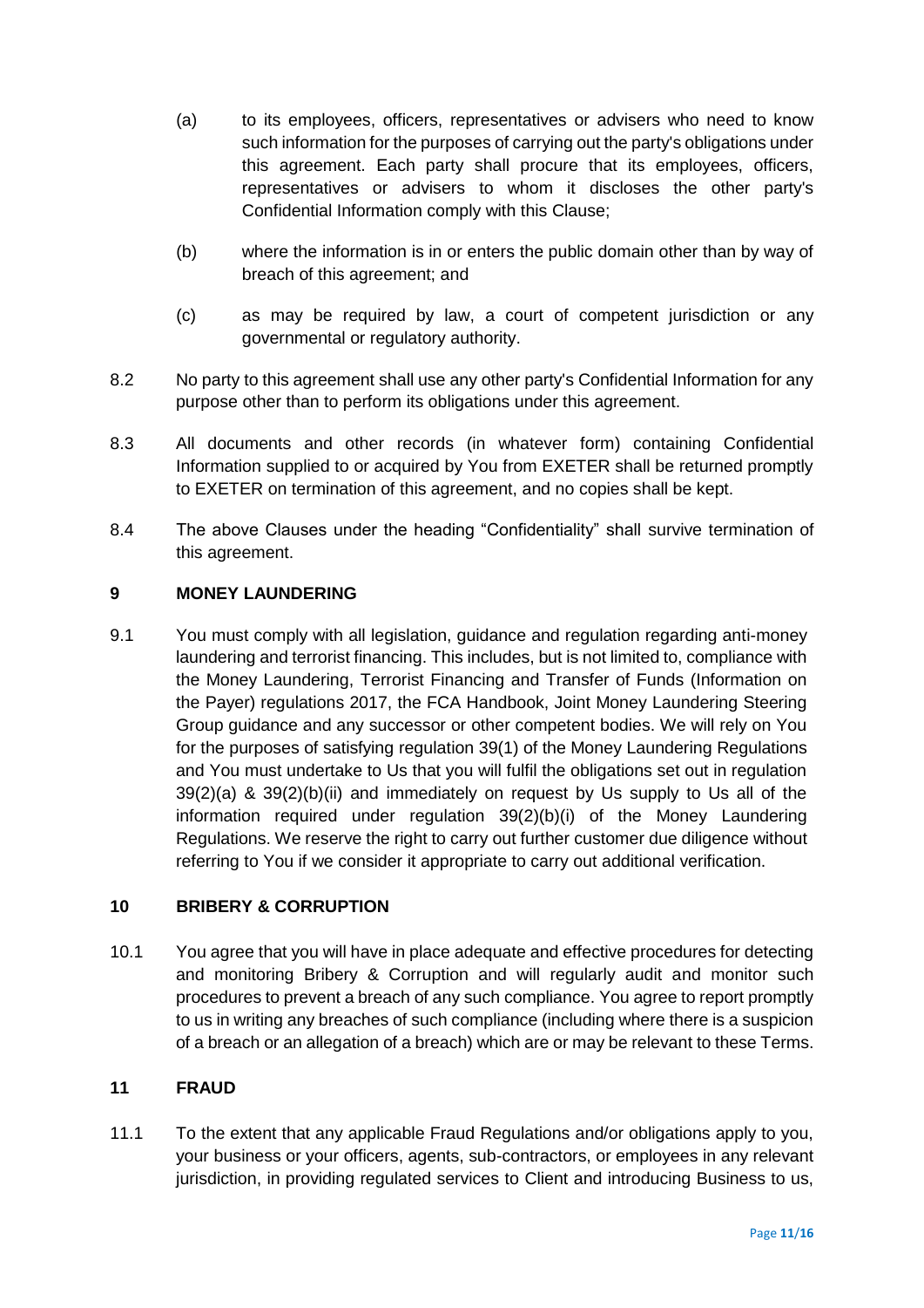(a) to its employees, officers, representatives or advisers who need to know such information for the purposes of carrying out the party's obligations under this agreement. Each party shall procure that its employees, officers, representatives or advisers to whom it discloses the other party's Confidential Information comply with this Clause;

(b) where the information is in or enters the public domain other than by way of breach of this agreement; and

(c) as may be required by law, a court of competent jurisdiction or any governmental or regulatory authority.

8.2 No party to this agreement shall use any other party's Confidential Information for any purpose other than to perform its obligations under this agreement.

8.3 All documents and other records (in whatever form) containing Confidential Information supplied to or acquired by You from EXETER shall be returned promptly to EXETER on termination of this agreement, and no copies shall be kept.

8.4 The above Clauses under the heading "Confidentiality" shall survive termination of this agreement.

## 9 MONEY LAUNDERING

9.1 You must comply with all legislation, guidance and regulation regarding anti-money laundering and terrorist financing. This includes, but is not limited to, compliance with the Money Laundering, Terrorist Financing and Transfer of Funds (Information on the Payer) regulations 2017, the FCA Handbook, Joint Money Laundering Steering Group guidance and any successor or other competent bodies. We will rely on You for the purposes of satisfying regulation 39(1) of the Money Laundering Regulations and You must undertake to Us that you will fulfil the obligations set out in regulation 39(2)(a) & 39(2)(b)(ii) and immediately on request by Us supply to Us all of the information required under regulation 39(2)(b)(i) of the Money Laundering Regulations. We reserve the right to carry out further customer due diligence without referring to You if we consider it appropriate to carry out additional verification.

## 10 BRIBERY & CORRUPTION

10.1 You agree that you will have in place adequate and effective procedures for detecting and monitoring Bribery & Corruption and will regularly audit and monitor such procedures to prevent a breach of any such compliance. You agree to report promptly to us in writing any breaches of such compliance (including where there is a suspicion of a breach or an allegation of a breach) which are or may be relevant to these Terms.

## 11 FRAUD

11.1 To the extent that any applicable Fraud Regulations and/or obligations apply to you, your business or your officers, agents, sub-contractors, or employees in any relevant jurisdiction, in providing regulated services to Client and introducing Business to us,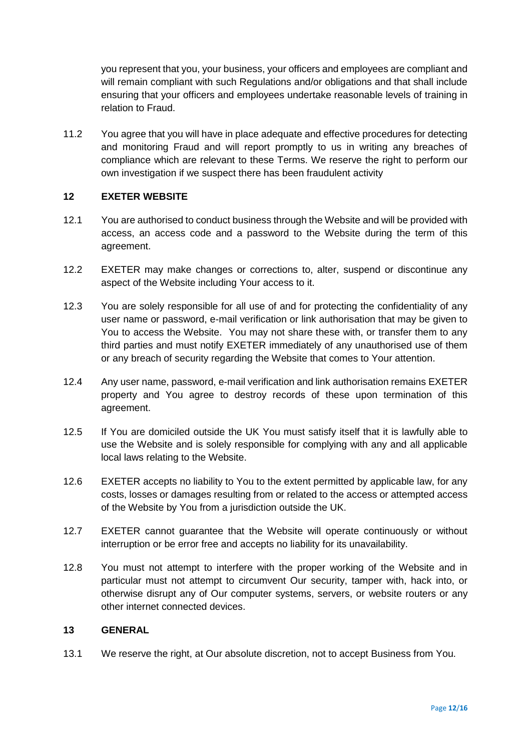you represent that you, your business, your officers and employees are compliant and will remain compliant with such Regulations and/or obligations and that shall include ensuring that your officers and employees undertake reasonable levels of training in relation to Fraud.

11.2 You agree that you will have in place adequate and effective procedures for detecting and monitoring Fraud and will report promptly to us in writing any breaches of compliance which are relevant to these Terms. We reserve the right to perform our own investigation if we suspect there has been fraudulent activity

## 12 EXETER WEBSITE

12.1 You are authorised to conduct business through the Website and will be provided with access, an access code and a password to the Website during the term of this agreement.

12.2 EXETER may make changes or corrections to, alter, suspend or discontinue any aspect of the Website including Your access to it.

12.3 You are solely responsible for all use of and for protecting the confidentiality of any user name or password, e-mail verification or link authorisation that may be given to You to access the Website. You may not share these with, or transfer them to any third parties and must notify EXETER immediately of any unauthorised use of them or any breach of security regarding the Website that comes to Your attention.

12.4 Any user name, password, e-mail verification and link authorisation remains EXETER property and You agree to destroy records of these upon termination of this agreement.

12.5 If You are domiciled outside the UK You must satisfy itself that it is lawfully able to use the Website and is solely responsible for complying with any and all applicable local laws relating to the Website.

12.6 EXETER accepts no liability to You to the extent permitted by applicable law, for any costs, losses or damages resulting from or related to the access or attempted access of the Website by You from a jurisdiction outside the UK.

12.7 EXETER cannot guarantee that the Website will operate continuously or without interruption or be error free and accepts no liability for its unavailability.

12.8 You must not attempt to interfere with the proper working of the Website and in particular must not attempt to circumvent Our security, tamper with, hack into, or otherwise disrupt any of Our computer systems, servers, or website routers or any other internet connected devices.

## 13 GENERAL

13.1 We reserve the right, at Our absolute discretion, not to accept Business from You.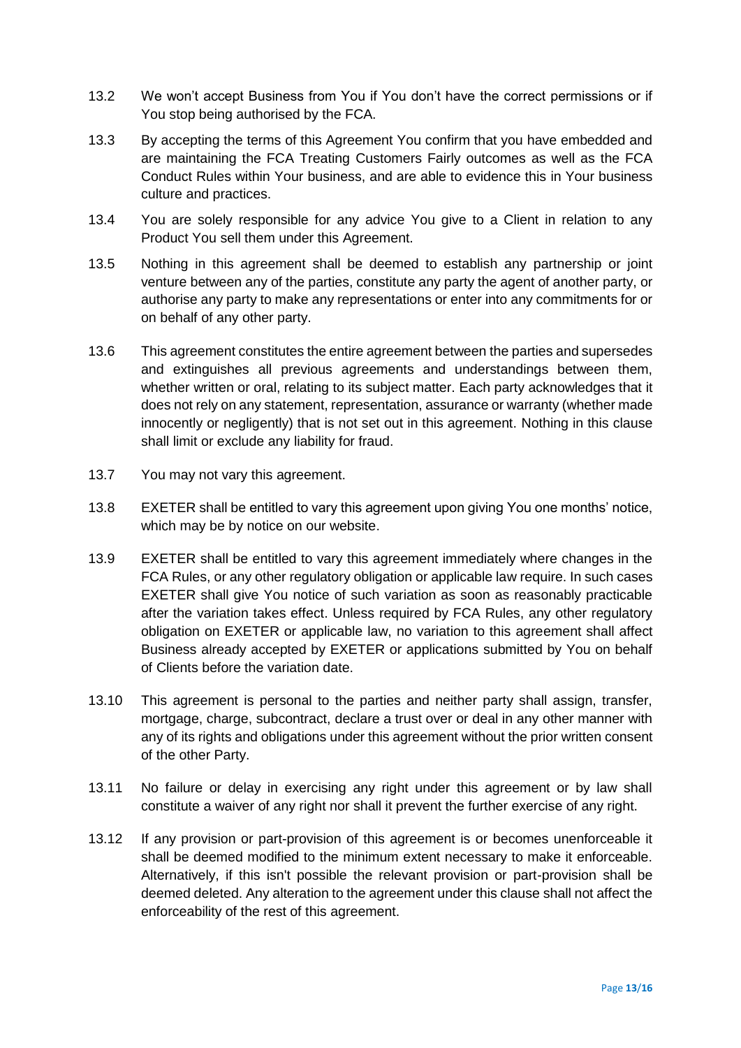13.2 We won't accept Business from You if You don't have the correct permissions or if You stop being authorised by the FCA.

13.3 By accepting the terms of this Agreement You confirm that you have embedded and are maintaining the FCA Treating Customers Fairly outcomes as well as the FCA Conduct Rules within Your business, and are able to evidence this in Your business culture and practices.

13.4 You are solely responsible for any advice You give to a Client in relation to any Product You sell them under this Agreement.

13.5 Nothing in this agreement shall be deemed to establish any partnership or joint venture between any of the parties, constitute any party the agent of another party, or authorise any party to make any representations or enter into any commitments for or on behalf of any other party.

13.6 This agreement constitutes the entire agreement between the parties and supersedes and extinguishes all previous agreements and understandings between them, whether written or oral, relating to its subject matter. Each party acknowledges that it does not rely on any statement, representation, assurance or warranty (whether made innocently or negligently) that is not set out in this agreement. Nothing in this clause shall limit or exclude any liability for fraud.

13.7 You may not vary this agreement.

13.8 EXETER shall be entitled to vary this agreement upon giving You one months' notice, which may be by notice on our website.

13.9 EXETER shall be entitled to vary this agreement immediately where changes in the FCA Rules, or any other regulatory obligation or applicable law require. In such cases EXETER shall give You notice of such variation as soon as reasonably practicable after the variation takes effect. Unless required by FCA Rules, any other regulatory obligation on EXETER or applicable law, no variation to this agreement shall affect Business already accepted by EXETER or applications submitted by You on behalf of Clients before the variation date.

13.10 This agreement is personal to the parties and neither party shall assign, transfer, mortgage, charge, subcontract, declare a trust over or deal in any other manner with any of its rights and obligations under this agreement without the prior written consent of the other Party.

13.11 No failure or delay in exercising any right under this agreement or by law shall constitute a waiver of any right nor shall it prevent the further exercise of any right.

13.12 If any provision or part-provision of this agreement is or becomes unenforceable it shall be deemed modified to the minimum extent necessary to make it enforceable. Alternatively, if this isn't possible the relevant provision or part-provision shall be deemed deleted. Any alteration to the agreement under this clause shall not affect the enforceability of the rest of this agreement.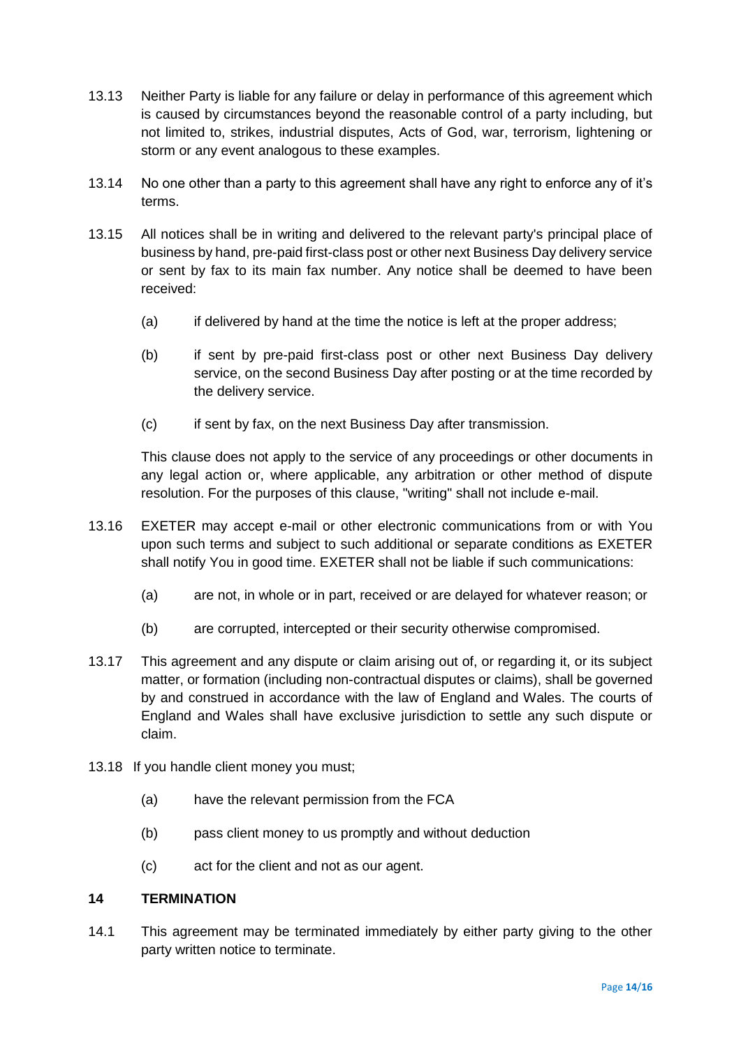13.13 Neither Party is liable for any failure or delay in performance of this agreement which is caused by circumstances beyond the reasonable control of a party including, but not limited to, strikes, industrial disputes, Acts of God, war, terrorism, lightening or storm or any event analogous to these examples.

13.14 No one other than a party to this agreement shall have any right to enforce any of it's terms.

13.15 All notices shall be in writing and delivered to the relevant party's principal place of business by hand, pre-paid first-class post or other next Business Day delivery service or sent by fax to its main fax number. Any notice shall be deemed to have been received:

- (a) if delivered by hand at the time the notice is left at the proper address;
- (b) if sent by pre-paid first-class post or other next Business Day delivery service, on the second Business Day after posting or at the time recorded by the delivery service.
- (c) if sent by fax, on the next Business Day after transmission.

This clause does not apply to the service of any proceedings or other documents in any legal action or, where applicable, any arbitration or other method of dispute resolution. For the purposes of this clause, "writing" shall not include e-mail.

13.16 EXETER may accept e-mail or other electronic communications from or with You upon such terms and subject to such additional or separate conditions as EXETER shall notify You in good time. EXETER shall not be liable if such communications:

- (a) are not, in whole or in part, received or are delayed for whatever reason; or
- (b) are corrupted, intercepted or their security otherwise compromised.

13.17 This agreement and any dispute or claim arising out of, or regarding it, or its subject matter, or formation (including non-contractual disputes or claims), shall be governed by and construed in accordance with the law of England and Wales. The courts of England and Wales shall have exclusive jurisdiction to settle any such dispute or claim.

13.18 If you handle client money you must;

- (a) have the relevant permission from the FCA
- (b) pass client money to us promptly and without deduction
- (c) act for the client and not as our agent.

## 14 TERMINATION

14.1 This agreement may be terminated immediately by either party giving to the other party written notice to terminate.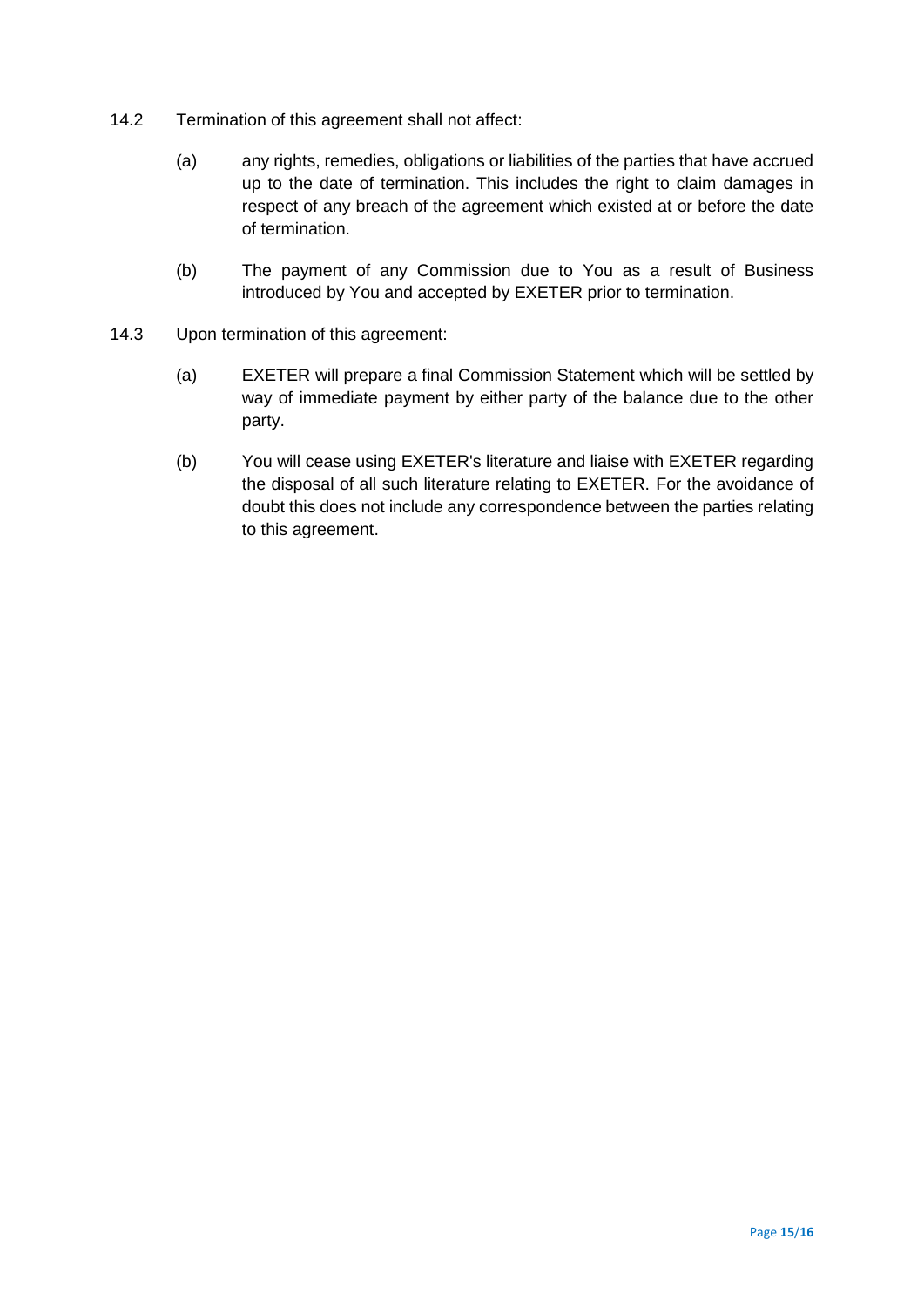14.2 Termination of this agreement shall not affect:

(a) any rights, remedies, obligations or liabilities of the parties that have accrued up to the date of termination. This includes the right to claim damages in respect of any breach of the agreement which existed at or before the date of termination.

(b) The payment of any Commission due to You as a result of Business introduced by You and accepted by EXETER prior to termination.

14.3 Upon termination of this agreement:

(a) EXETER will prepare a final Commission Statement which will be settled by way of immediate payment by either party of the balance due to the other party.

(b) You will cease using EXETER's literature and liaise with EXETER regarding the disposal of all such literature relating to EXETER. For the avoidance of doubt this does not include any correspondence between the parties relating to this agreement.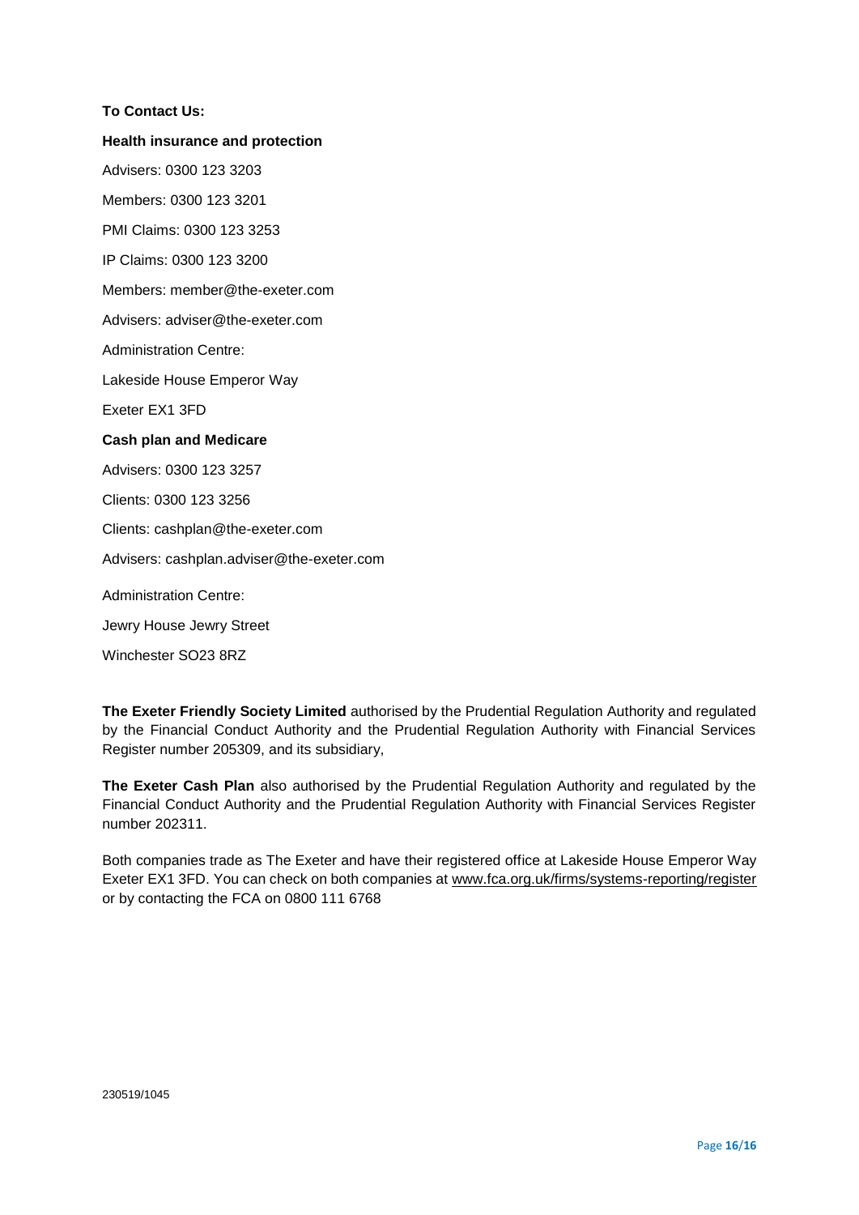**To Contact Us:**

**Health insurance and protection**

Advisers: 0300 123 3203

Members: 0300 123 3201

PMI Claims: 0300 123 3253

IP Claims: 0300 123 3200

Members: member@the-exeter.com

Advisers: adviser@the-exeter.com

Administration Centre:

Lakeside House Emperor Way

Exeter EX1 3FD

**Cash plan and Medicare**

Advisers: 0300 123 3257

Clients: 0300 123 3256

Clients: cashplan@the-exeter.com

Advisers: cashplan.adviser@the-exeter.com

Administration Centre:

Jewry House Jewry Street

Winchester SO23 8RZ

**The Exeter Friendly Society Limited** authorised by the Prudential Regulation Authority and regulated by the Financial Conduct Authority and the Prudential Regulation Authority with Financial Services Register number 205309, and its subsidiary,

**The Exeter Cash Plan** also authorised by the Prudential Regulation Authority and regulated by the Financial Conduct Authority and the Prudential Regulation Authority with Financial Services Register number 202311.

Both companies trade as The Exeter and have their registered office at Lakeside House Emperor Way Exeter EX1 3FD. You can check on both companies at www.fca.org.uk/firms/systems-reporting/register or by contacting the FCA on 0800 111 6768

230519/1045